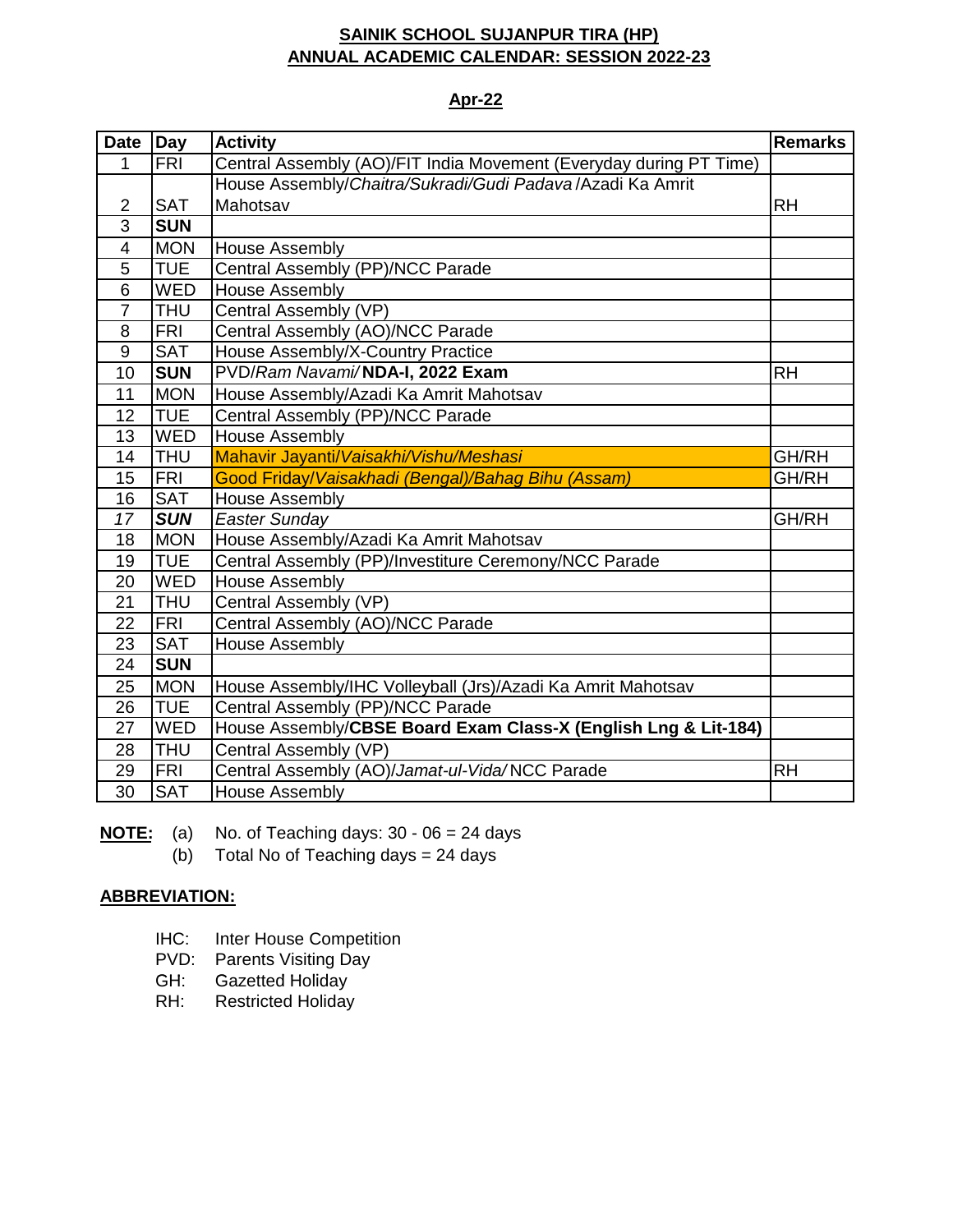# SAINIK SCHOOL SUJANPUR TIRA (HP)
## ANNUAL ACADEMIC CALENDAR: SESSION 2022-23

### Apr-22

| Date | Day | Activity | Remarks |
|---|---|---|---|
| 1 | FRI | Central Assembly (AO)/FIT India Movement (Everyday during PT Time) | |
| 2 | SAT | House Assembly/*Chaitra/Sukradi/Gudi Padava* /Azadi Ka Amrit Mahotsav | RH |
| 3 | **SUN** | | |
| 4 | MON | House Assembly | |
| 5 | TUE | Central Assembly (PP)/NCC Parade | |
| 6 | WED | House Assembly | |
| 7 | THU | Central Assembly (VP) | |
| 8 | FRI | Central Assembly (AO)/NCC Parade | |
| 9 | SAT | House Assembly/X-Country Practice | |
| 10 | **SUN** | PVD/*Ram Navami/* **NDA-I, 2022 Exam** | RH |
| 11 | MON | House Assembly/Azadi Ka Amrit Mahotsav | |
| 12 | TUE | Central Assembly (PP)/NCC Parade | |
| 13 | WED | House Assembly | |
| 14 | THU | Mahavir Jayanti/*Vaisakhi/Vishu/Meshasi* | GH/RH |
| 15 | FRI | Good Friday/*Vaisakhadi (Bengal)/Bahag Bihu (Assam)* | GH/RH |
| 16 | SAT | House Assembly | |
| *17* | ***SUN*** | *Easter Sunday* | GH/RH |
| 18 | MON | House Assembly/Azadi Ka Amrit Mahotsav | |
| 19 | TUE | Central Assembly (PP)/Investiture Ceremony/NCC Parade | |
| 20 | WED | House Assembly | |
| 21 | THU | Central Assembly (VP) | |
| 22 | FRI | Central Assembly (AO)/NCC Parade | |
| 23 | SAT | House Assembly | |
| 24 | **SUN** | | |
| 25 | MON | House Assembly/IHC Volleyball (Jrs)/Azadi Ka Amrit Mahotsav | |
| 26 | TUE | Central Assembly (PP)/NCC Parade | |
| 27 | WED | House Assembly/**CBSE Board Exam Class-X (English Lng & Lit-184)** | |
| 28 | THU | Central Assembly (VP) | |
| 29 | FRI | Central Assembly (AO)/*Jamat-ul-Vida/* NCC Parade | RH |
| 30 | SAT | House Assembly | |

**NOTE:**
- (a) No. of Teaching days: 30 - 06 = 24 days
- (b) Total No of Teaching days = 24 days

**ABBREVIATION:**

- IHC: Inter House Competition
- PVD: Parents Visiting Day
- GH: Gazetted Holiday
- RH: Restricted Holiday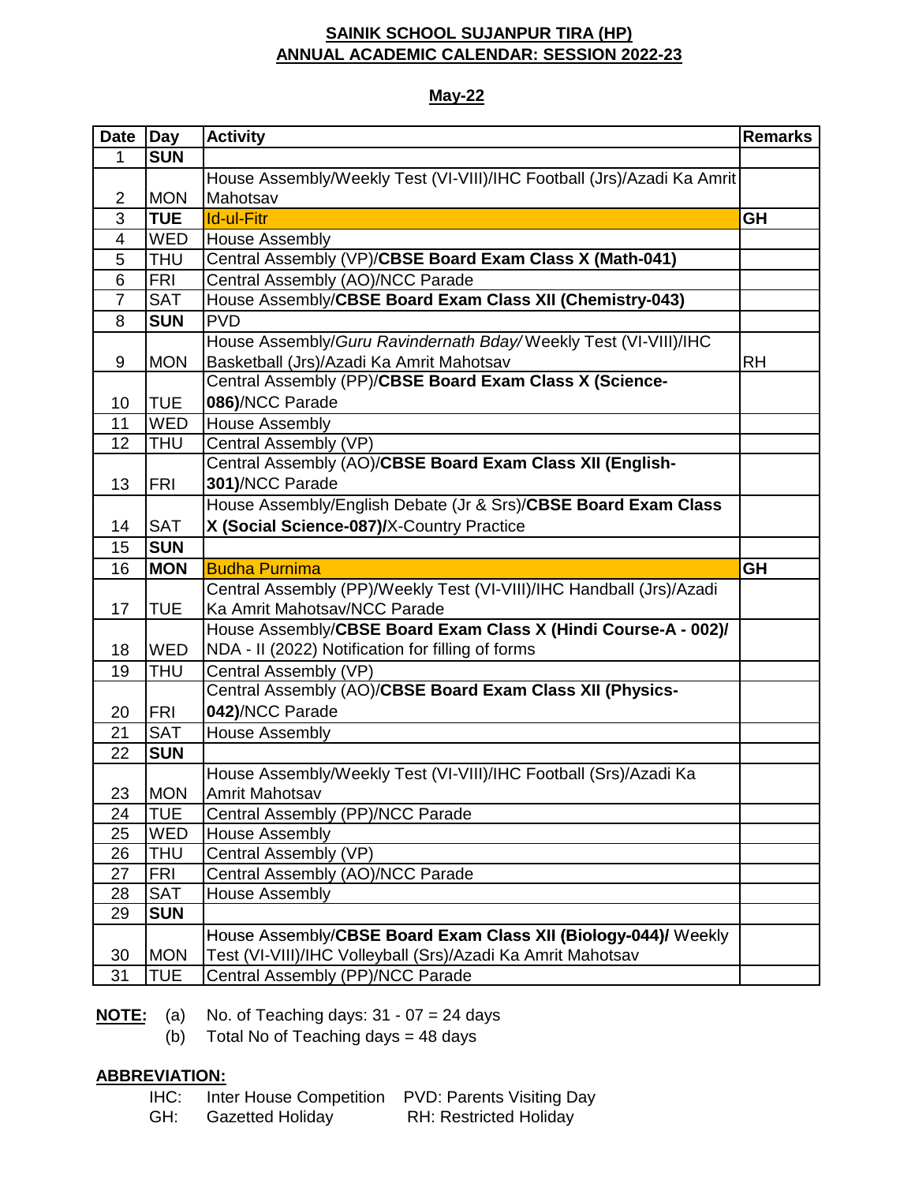**SAINIK SCHOOL SUJANPUR TIRA (HP)**
**ANNUAL ACADEMIC CALENDAR: SESSION 2022-23**

**May-22**

| Date | Day | Activity | Remarks |
|---|---|---|---|
| 1 | **SUN** | | |
| 2 | MON | House Assembly/Weekly Test (VI-VIII)/IHC Football (Jrs)/Azadi Ka Amrit Mahotsav | |
| 3 | **TUE** | Id-ul-Fitr | **GH** |
| 4 | WED | House Assembly | |
| 5 | THU | Central Assembly (VP)/**CBSE Board Exam Class X (Math-041)** | |
| 6 | FRI | Central Assembly (AO)/NCC Parade | |
| 7 | SAT | House Assembly/**CBSE Board Exam Class XII (Chemistry-043)** | |
| 8 | **SUN** | PVD | |
| 9 | MON | House Assembly/*Guru Ravindernath Bday/* Weekly Test (VI-VIII)/IHC Basketball (Jrs)/Azadi Ka Amrit Mahotsav | RH |
| 10 | TUE | Central Assembly (PP)/**CBSE Board Exam Class X (Science-086)**/NCC Parade | |
| 11 | WED | House Assembly | |
| 12 | THU | Central Assembly (VP) | |
| 13 | FRI | Central Assembly (AO)/**CBSE Board Exam Class XII (English-301)**/NCC Parade | |
| 14 | SAT | House Assembly/English Debate (Jr & Srs)/**CBSE Board Exam Class X (Social Science-087)/**X-Country Practice | |
| 15 | **SUN** | | |
| 16 | **MON** | Budha Purnima | **GH** |
| 17 | TUE | Central Assembly (PP)/Weekly Test (VI-VIII)/IHC Handball (Jrs)/Azadi Ka Amrit Mahotsav/NCC Parade | |
| 18 | WED | House Assembly/**CBSE Board Exam Class X (Hindi Course-A - 002)/** NDA - II (2022) Notification for filling of forms | |
| 19 | THU | Central Assembly (VP) | |
| 20 | FRI | Central Assembly (AO)/**CBSE Board Exam Class XII (Physics-042)**/NCC Parade | |
| 21 | SAT | House Assembly | |
| 22 | **SUN** | | |
| 23 | MON | House Assembly/Weekly Test (VI-VIII)/IHC Football (Srs)/Azadi Ka Amrit Mahotsav | |
| 24 | TUE | Central Assembly (PP)/NCC Parade | |
| 25 | WED | House Assembly | |
| 26 | THU | Central Assembly (VP) | |
| 27 | FRI | Central Assembly (AO)/NCC Parade | |
| 28 | SAT | House Assembly | |
| 29 | **SUN** | | |
| 30 | MON | House Assembly/**CBSE Board Exam Class XII (Biology-044)/** Weekly Test (VI-VIII)/IHC Volleyball (Srs)/Azadi Ka Amrit Mahotsav | |
| 31 | TUE | Central Assembly (PP)/NCC Parade | |

**NOTE:** (a) No. of Teaching days: 31 - 07 = 24 days
(b) Total No of Teaching days = 48 days

**ABBREVIATION:**

IHC: Inter House Competition    PVD: Parents Visiting Day
GH: Gazetted Holiday    RH: Restricted Holiday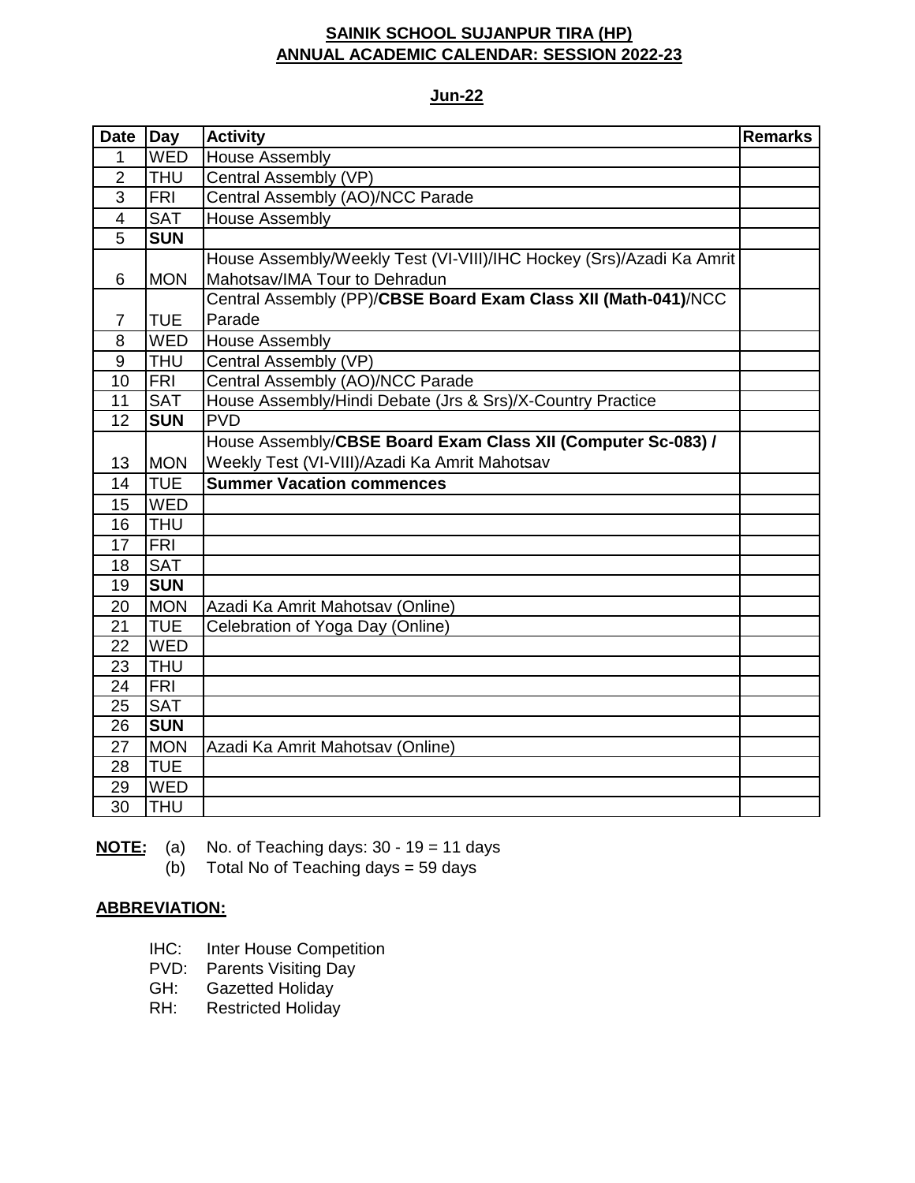**SAINIK SCHOOL SUJANPUR TIRA (HP)**
**ANNUAL ACADEMIC CALENDAR: SESSION 2022-23**

**Jun-22**

| Date | Day | Activity | Remarks |
|---|---|---|---|
| 1 | WED | House Assembly | |
| 2 | THU | Central Assembly (VP) | |
| 3 | FRI | Central Assembly (AO)/NCC Parade | |
| 4 | SAT | House Assembly | |
| 5 | **SUN** | | |
| 6 | MON | House Assembly/Weekly Test (VI-VIII)/IHC Hockey (Srs)/Azadi Ka Amrit Mahotsav/IMA Tour to Dehradun | |
| 7 | TUE | Central Assembly (PP)/**CBSE Board Exam Class XII (Math-041)**/NCC Parade | |
| 8 | WED | House Assembly | |
| 9 | THU | Central Assembly (VP) | |
| 10 | FRI | Central Assembly (AO)/NCC Parade | |
| 11 | SAT | House Assembly/Hindi Debate (Jrs & Srs)/X-Country Practice | |
| 12 | **SUN** | PVD | |
| 13 | MON | House Assembly/**CBSE Board Exam Class XII (Computer Sc-083) /** Weekly Test (VI-VIII)/Azadi Ka Amrit Mahotsav | |
| 14 | TUE | **Summer Vacation commences** | |
| 15 | WED | | |
| 16 | THU | | |
| 17 | FRI | | |
| 18 | SAT | | |
| 19 | **SUN** | | |
| 20 | MON | Azadi Ka Amrit Mahotsav (Online) | |
| 21 | TUE | Celebration of Yoga Day (Online) | |
| 22 | WED | | |
| 23 | THU | | |
| 24 | FRI | | |
| 25 | SAT | | |
| 26 | **SUN** | | |
| 27 | MON | Azadi Ka Amrit Mahotsav (Online) | |
| 28 | TUE | | |
| 29 | WED | | |
| 30 | THU | | |

**NOTE:**
(a) No. of Teaching days: 30 - 19 = 11 days
(b) Total No of Teaching days = 59 days

**ABBREVIATION:**

- IHC: Inter House Competition
- PVD: Parents Visiting Day
- GH: Gazetted Holiday
- RH: Restricted Holiday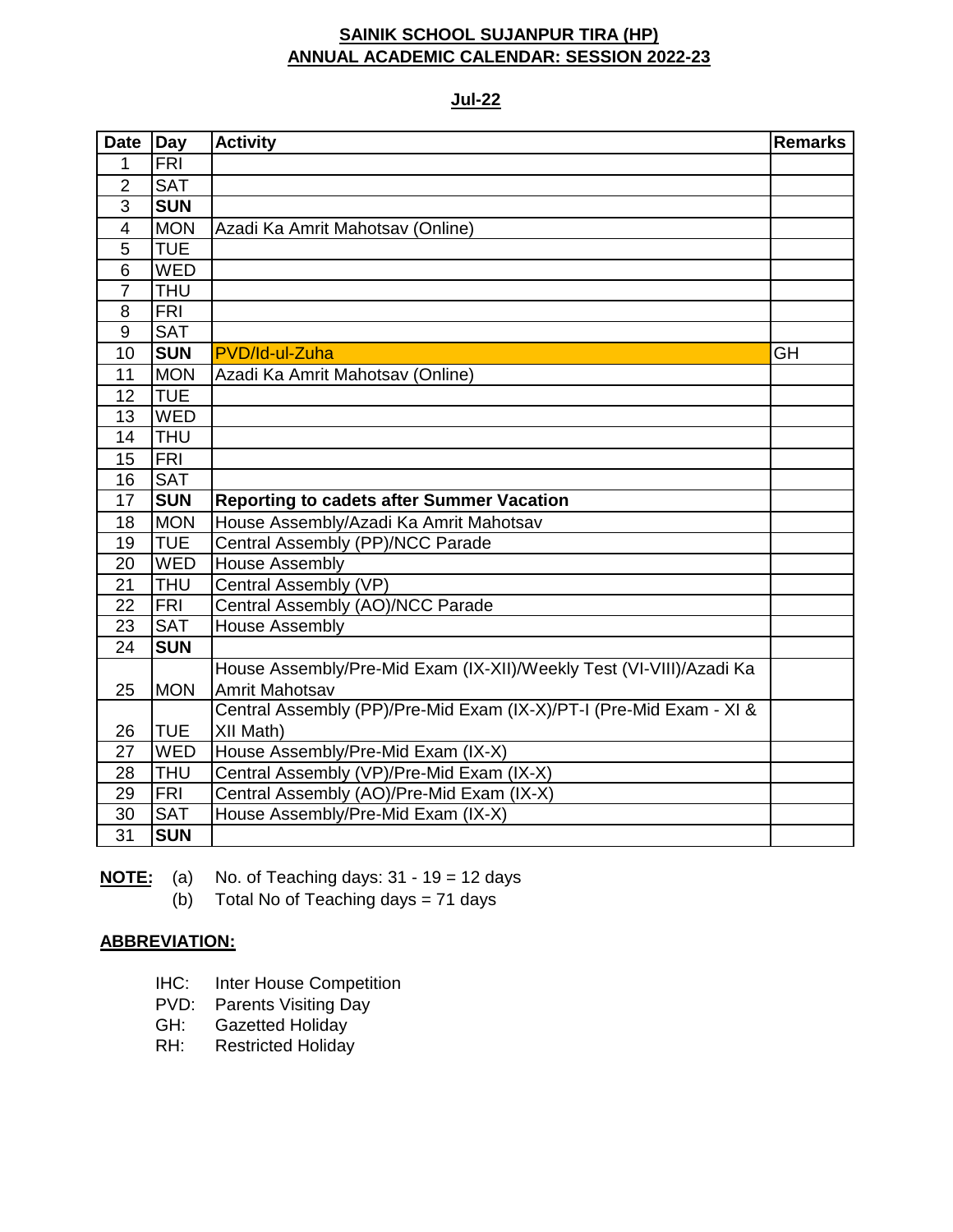**SAINIK SCHOOL SUJANPUR TIRA (HP)**
**ANNUAL ACADEMIC CALENDAR: SESSION 2022-23**

**Jul-22**

| Date | Day | Activity | Remarks |
|---|---|---|---|
| 1 | FRI | | |
| 2 | SAT | | |
| 3 | **SUN** | | |
| 4 | MON | Azadi Ka Amrit Mahotsav (Online) | |
| 5 | TUE | | |
| 6 | WED | | |
| 7 | THU | | |
| 8 | FRI | | |
| 9 | SAT | | |
| 10 | **SUN** | PVD/Id-ul-Zuha | GH |
| 11 | MON | Azadi Ka Amrit Mahotsav (Online) | |
| 12 | TUE | | |
| 13 | WED | | |
| 14 | THU | | |
| 15 | FRI | | |
| 16 | SAT | | |
| 17 | **SUN** | **Reporting to cadets after Summer Vacation** | |
| 18 | MON | House Assembly/Azadi Ka Amrit Mahotsav | |
| 19 | TUE | Central Assembly (PP)/NCC Parade | |
| 20 | WED | House Assembly | |
| 21 | THU | Central Assembly (VP) | |
| 22 | FRI | Central Assembly (AO)/NCC Parade | |
| 23 | SAT | House Assembly | |
| 24 | **SUN** | | |
| 25 | MON | House Assembly/Pre-Mid Exam (IX-XII)/Weekly Test (VI-VIII)/Azadi Ka Amrit Mahotsav | |
| 26 | TUE | Central Assembly (PP)/Pre-Mid Exam (IX-X)/PT-I (Pre-Mid Exam - XI & XII Math) | |
| 27 | WED | House Assembly/Pre-Mid Exam (IX-X) | |
| 28 | THU | Central Assembly (VP)/Pre-Mid Exam (IX-X) | |
| 29 | FRI | Central Assembly (AO)/Pre-Mid Exam (IX-X) | |
| 30 | SAT | House Assembly/Pre-Mid Exam (IX-X) | |
| 31 | **SUN** | | |

**NOTE:**
(a) No. of Teaching days: 31 - 19 = 12 days
(b) Total No of Teaching days = 71 days

**ABBREVIATION:**

- IHC: Inter House Competition
- PVD: Parents Visiting Day
- GH: Gazetted Holiday
- RH: Restricted Holiday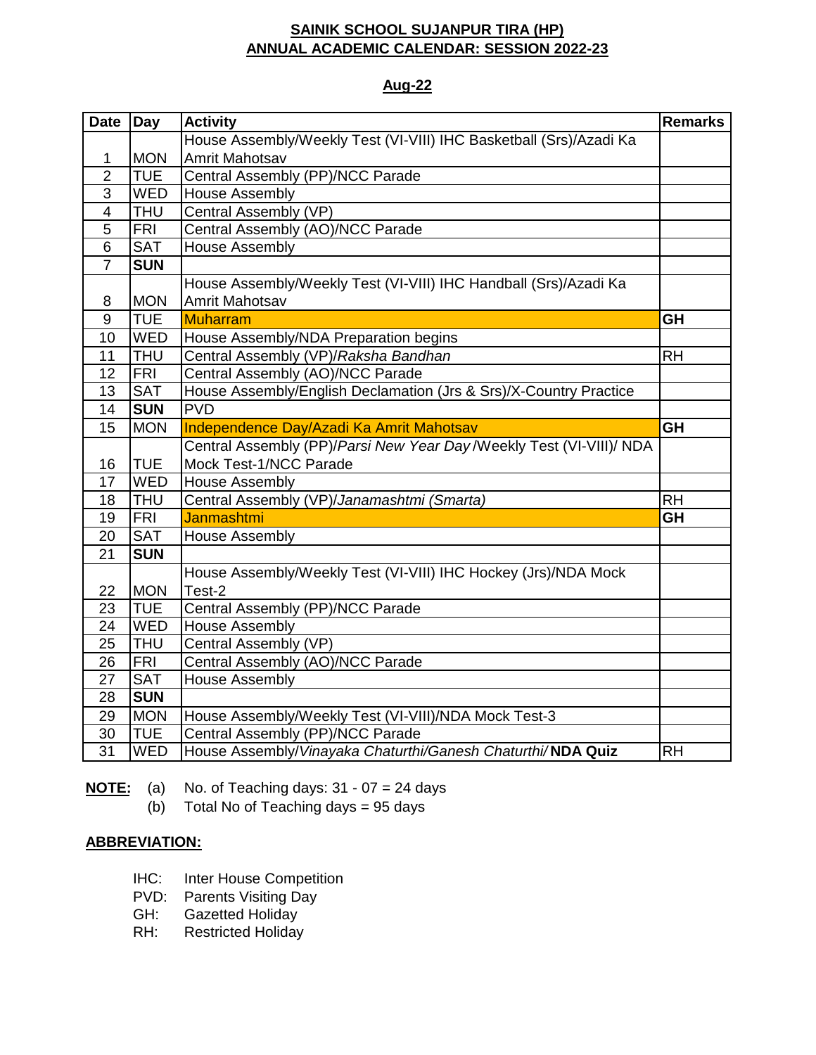**SAINIK SCHOOL SUJANPUR TIRA (HP)**
**ANNUAL ACADEMIC CALENDAR: SESSION 2022-23**

**Aug-22**

| Date | Day | Activity | Remarks |
|---|---|---|---|
| 1 | MON | House Assembly/Weekly Test (VI-VIII) IHC Basketball (Srs)/Azadi Ka Amrit Mahotsav | |
| 2 | TUE | Central Assembly (PP)/NCC Parade | |
| 3 | WED | House Assembly | |
| 4 | THU | Central Assembly (VP) | |
| 5 | FRI | Central Assembly (AO)/NCC Parade | |
| 6 | SAT | House Assembly | |
| 7 | **SUN** | | |
| 8 | MON | House Assembly/Weekly Test (VI-VIII) IHC Handball (Srs)/Azadi Ka Amrit Mahotsav | |
| 9 | TUE | Muharram | **GH** |
| 10 | WED | House Assembly/NDA Preparation begins | |
| 11 | THU | Central Assembly (VP)/*Raksha Bandhan* | RH |
| 12 | FRI | Central Assembly (AO)/NCC Parade | |
| 13 | SAT | House Assembly/English Declamation (Jrs & Srs)/X-Country Practice | |
| 14 | **SUN** | PVD | |
| 15 | MON | Independence Day/Azadi Ka Amrit Mahotsav | **GH** |
| 16 | TUE | Central Assembly (PP)/*Parsi New Year Day* /Weekly Test (VI-VIII)/ NDA Mock Test-1/NCC Parade | |
| 17 | WED | House Assembly | |
| 18 | THU | Central Assembly (VP)/*Janamashtmi (Smarta)* | RH |
| 19 | FRI | Janmashtmi | **GH** |
| 20 | SAT | House Assembly | |
| 21 | **SUN** | | |
| 22 | MON | House Assembly/Weekly Test (VI-VIII) IHC Hockey (Jrs)/NDA Mock Test-2 | |
| 23 | TUE | Central Assembly (PP)/NCC Parade | |
| 24 | WED | House Assembly | |
| 25 | THU | Central Assembly (VP) | |
| 26 | FRI | Central Assembly (AO)/NCC Parade | |
| 27 | SAT | House Assembly | |
| 28 | **SUN** | | |
| 29 | MON | House Assembly/Weekly Test (VI-VIII)/NDA Mock Test-3 | |
| 30 | TUE | Central Assembly (PP)/NCC Parade | |
| 31 | WED | House Assembly/*Vinayaka Chaturthi/Ganesh Chaturthi/* **NDA Quiz** | RH |

**NOTE:** (a) No. of Teaching days: 31 - 07 = 24 days
(b) Total No of Teaching days = 95 days

**ABBREVIATION:**

- IHC: Inter House Competition
- PVD: Parents Visiting Day
- GH: Gazetted Holiday
- RH: Restricted Holiday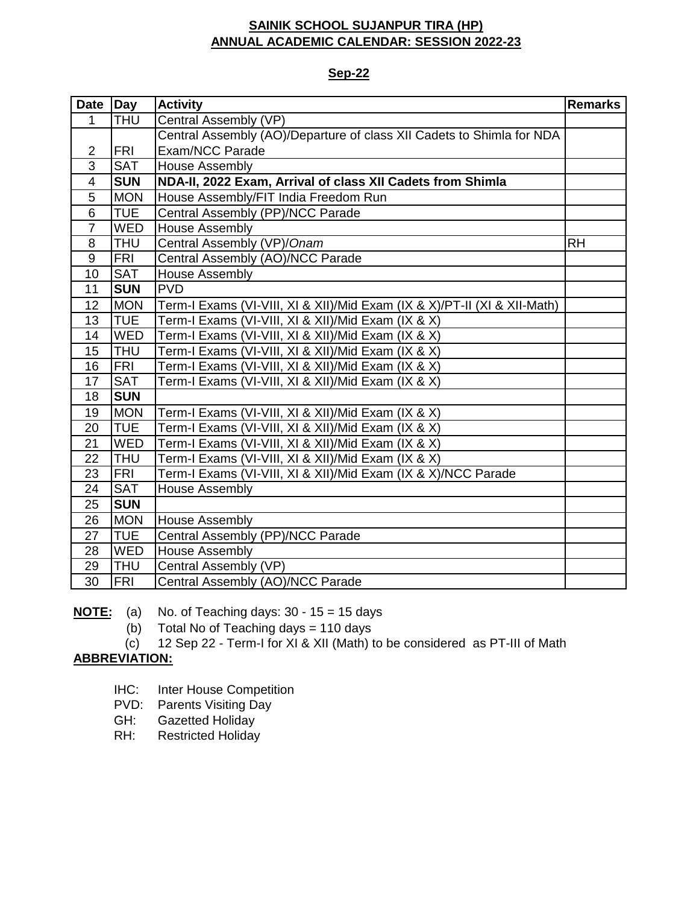**SAINIK SCHOOL SUJANPUR TIRA (HP)**
**ANNUAL ACADEMIC CALENDAR: SESSION 2022-23**

**Sep-22**

| Date | Day | Activity | Remarks |
|---|---|---|---|
| 1 | THU | Central Assembly (VP) | |
| 2 | FRI | Central Assembly (AO)/Departure of class XII Cadets to Shimla for NDA Exam/NCC Parade | |
| 3 | SAT | House Assembly | |
| 4 | **SUN** | **NDA-II, 2022 Exam, Arrival of class XII Cadets from Shimla** | |
| 5 | MON | House Assembly/FIT India Freedom Run | |
| 6 | TUE | Central Assembly (PP)/NCC Parade | |
| 7 | WED | House Assembly | |
| 8 | THU | Central Assembly (VP)/*Onam* | RH |
| 9 | FRI | Central Assembly (AO)/NCC Parade | |
| 10 | SAT | House Assembly | |
| 11 | **SUN** | PVD | |
| 12 | MON | Term-I Exams (VI-VIII, XI & XII)/Mid Exam (IX & X)/PT-II (XI & XII-Math) | |
| 13 | TUE | Term-I Exams (VI-VIII, XI & XII)/Mid Exam (IX & X) | |
| 14 | WED | Term-I Exams (VI-VIII, XI & XII)/Mid Exam (IX & X) | |
| 15 | THU | Term-I Exams (VI-VIII, XI & XII)/Mid Exam (IX & X) | |
| 16 | FRI | Term-I Exams (VI-VIII, XI & XII)/Mid Exam (IX & X) | |
| 17 | SAT | Term-I Exams (VI-VIII, XI & XII)/Mid Exam (IX & X) | |
| 18 | **SUN** | | |
| 19 | MON | Term-I Exams (VI-VIII, XI & XII)/Mid Exam (IX & X) | |
| 20 | TUE | Term-I Exams (VI-VIII, XI & XII)/Mid Exam (IX & X) | |
| 21 | WED | Term-I Exams (VI-VIII, XI & XII)/Mid Exam (IX & X) | |
| 22 | THU | Term-I Exams (VI-VIII, XI & XII)/Mid Exam (IX & X) | |
| 23 | FRI | Term-I Exams (VI-VIII, XI & XII)/Mid Exam (IX & X)/NCC Parade | |
| 24 | SAT | House Assembly | |
| 25 | **SUN** | | |
| 26 | MON | House Assembly | |
| 27 | TUE | Central Assembly (PP)/NCC Parade | |
| 28 | WED | House Assembly | |
| 29 | THU | Central Assembly (VP) | |
| 30 | FRI | Central Assembly (AO)/NCC Parade | |

**NOTE:**
- (a) No. of Teaching days: 30 - 15 = 15 days
- (b) Total No of Teaching days = 110 days
- (c) 12 Sep 22 - Term-I for XI & XII (Math) to be considered as PT-III of Math

**ABBREVIATION:**

- IHC: Inter House Competition
- PVD: Parents Visiting Day
- GH: Gazetted Holiday
- RH: Restricted Holiday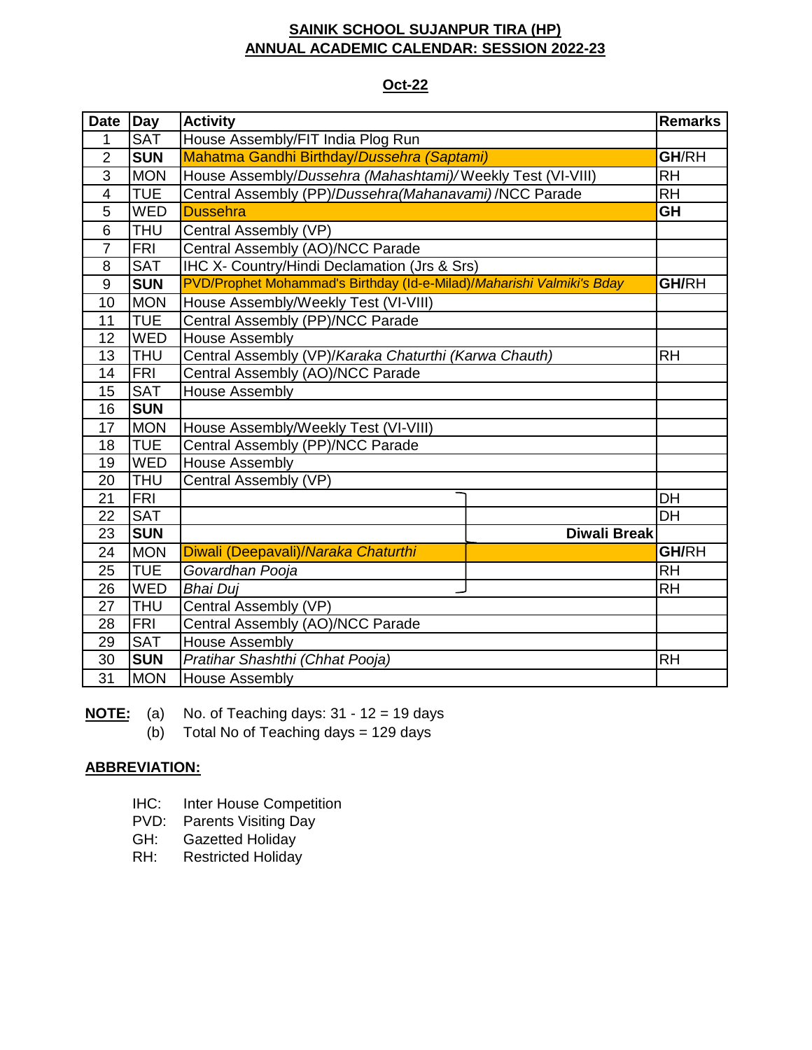**SAINIK SCHOOL SUJANPUR TIRA (HP)**
**ANNUAL ACADEMIC CALENDAR: SESSION 2022-23**

**Oct-22**

| Date | Day | Activity | Remarks |
|---|---|---|---|
| 1 | SAT | House Assembly/FIT India Plog Run | |
| 2 | **SUN** | Mahatma Gandhi Birthday/*Dussehra (Saptami)* | **GH**/RH |
| 3 | MON | House Assembly/*Dussehra (Mahashtami)/* Weekly Test (VI-VIII) | RH |
| 4 | TUE | Central Assembly (PP)/*Dussehra(Mahanavami)* /NCC Parade | RH |
| 5 | WED | Dussehra | **GH** |
| 6 | THU | Central Assembly (VP) | |
| 7 | FRI | Central Assembly (AO)/NCC Parade | |
| 8 | SAT | IHC X- Country/Hindi Declamation (Jrs & Srs) | |
| 9 | **SUN** | PVD/Prophet Mohammad's Birthday (Id-e-Milad)/*Maharishi Valmiki's Bday* | **GH**/RH |
| 10 | MON | House Assembly/Weekly Test (VI-VIII) | |
| 11 | TUE | Central Assembly (PP)/NCC Parade | |
| 12 | WED | House Assembly | |
| 13 | THU | Central Assembly (VP)/*Karaka Chaturthi (Karwa Chauth)* | RH |
| 14 | FRI | Central Assembly (AO)/NCC Parade | |
| 15 | SAT | House Assembly | |
| 16 | **SUN** | | |
| 17 | MON | House Assembly/Weekly Test (VI-VIII) | |
| 18 | TUE | Central Assembly (PP)/NCC Parade | |
| 19 | WED | House Assembly | |
| 20 | THU | Central Assembly (VP) | |
| 21 | FRI | | DH |
| 22 | SAT | | DH |
| 23 | **SUN** | **Diwali Break** | |
| 24 | MON | Diwali (Deepavali)/*Naraka Chaturthi* | **GH**/RH |
| 25 | TUE | *Govardhan Pooja* | RH |
| 26 | WED | *Bhai Duj* | RH |
| 27 | THU | Central Assembly (VP) | |
| 28 | FRI | Central Assembly (AO)/NCC Parade | |
| 29 | SAT | House Assembly | |
| 30 | **SUN** | *Pratihar Shashthi (Chhat Pooja)* | RH |
| 31 | MON | House Assembly | |

Diwali Break: 21–26 Oct.

**NOTE:**
(a) No. of Teaching days: 31 - 12 = 19 days
(b) Total No of Teaching days = 129 days

**ABBREVIATION:**

IHC: Inter House Competition
PVD: Parents Visiting Day
GH: Gazetted Holiday
RH: Restricted Holiday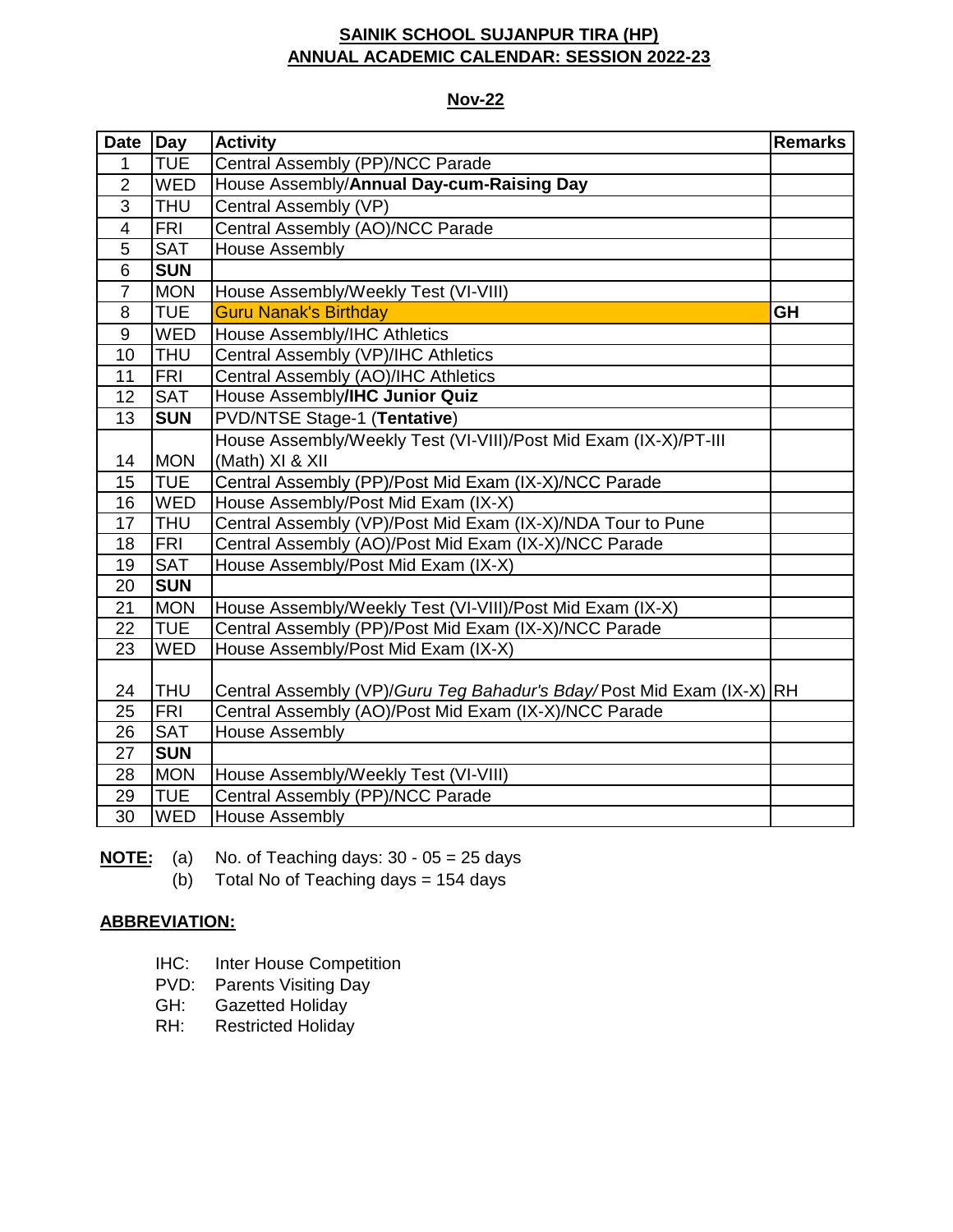**SAINIK SCHOOL SUJANPUR TIRA (HP)**

**ANNUAL ACADEMIC CALENDAR: SESSION 2022-23**

**Nov-22**

| Date | Day | Activity | Remarks |
|---|---|---|---|
| 1 | TUE | Central Assembly (PP)/NCC Parade | |
| 2 | WED | House Assembly/**Annual Day-cum-Raising Day** | |
| 3 | THU | Central Assembly (VP) | |
| 4 | FRI | Central Assembly (AO)/NCC Parade | |
| 5 | SAT | House Assembly | |
| 6 | **SUN** | | |
| 7 | MON | House Assembly/Weekly Test (VI-VIII) | |
| 8 | TUE | Guru Nanak's Birthday | **GH** |
| 9 | WED | House Assembly/IHC Athletics | |
| 10 | THU | Central Assembly (VP)/IHC Athletics | |
| 11 | FRI | Central Assembly (AO)/IHC Athletics | |
| 12 | SAT | House Assembly/**IHC Junior Quiz** | |
| 13 | **SUN** | PVD/NTSE Stage-1 (**Tentative**) | |
| 14 | MON | House Assembly/Weekly Test (VI-VIII)/Post Mid Exam (IX-X)/PT-III (Math) XI & XII | |
| 15 | TUE | Central Assembly (PP)/Post Mid Exam (IX-X)/NCC Parade | |
| 16 | WED | House Assembly/Post Mid Exam (IX-X) | |
| 17 | THU | Central Assembly (VP)/Post Mid Exam (IX-X)/NDA Tour to Pune | |
| 18 | FRI | Central Assembly (AO)/Post Mid Exam (IX-X)/NCC Parade | |
| 19 | SAT | House Assembly/Post Mid Exam (IX-X) | |
| 20 | **SUN** | | |
| 21 | MON | House Assembly/Weekly Test (VI-VIII)/Post Mid Exam (IX-X) | |
| 22 | TUE | Central Assembly (PP)/Post Mid Exam (IX-X)/NCC Parade | |
| 23 | WED | House Assembly/Post Mid Exam (IX-X) | |
| 24 | THU | Central Assembly (VP)/*Guru Teg Bahadur's Bday/* Post Mid Exam (IX-X) | RH |
| 25 | FRI | Central Assembly (AO)/Post Mid Exam (IX-X)/NCC Parade | |
| 26 | SAT | House Assembly | |
| 27 | **SUN** | | |
| 28 | MON | House Assembly/Weekly Test (VI-VIII) | |
| 29 | TUE | Central Assembly (PP)/NCC Parade | |
| 30 | WED | House Assembly | |

**NOTE:**
(a) No. of Teaching days: 30 - 05 = 25 days
(b) Total No of Teaching days = 154 days

**ABBREVIATION:**

- IHC: Inter House Competition
- PVD: Parents Visiting Day
- GH: Gazetted Holiday
- RH: Restricted Holiday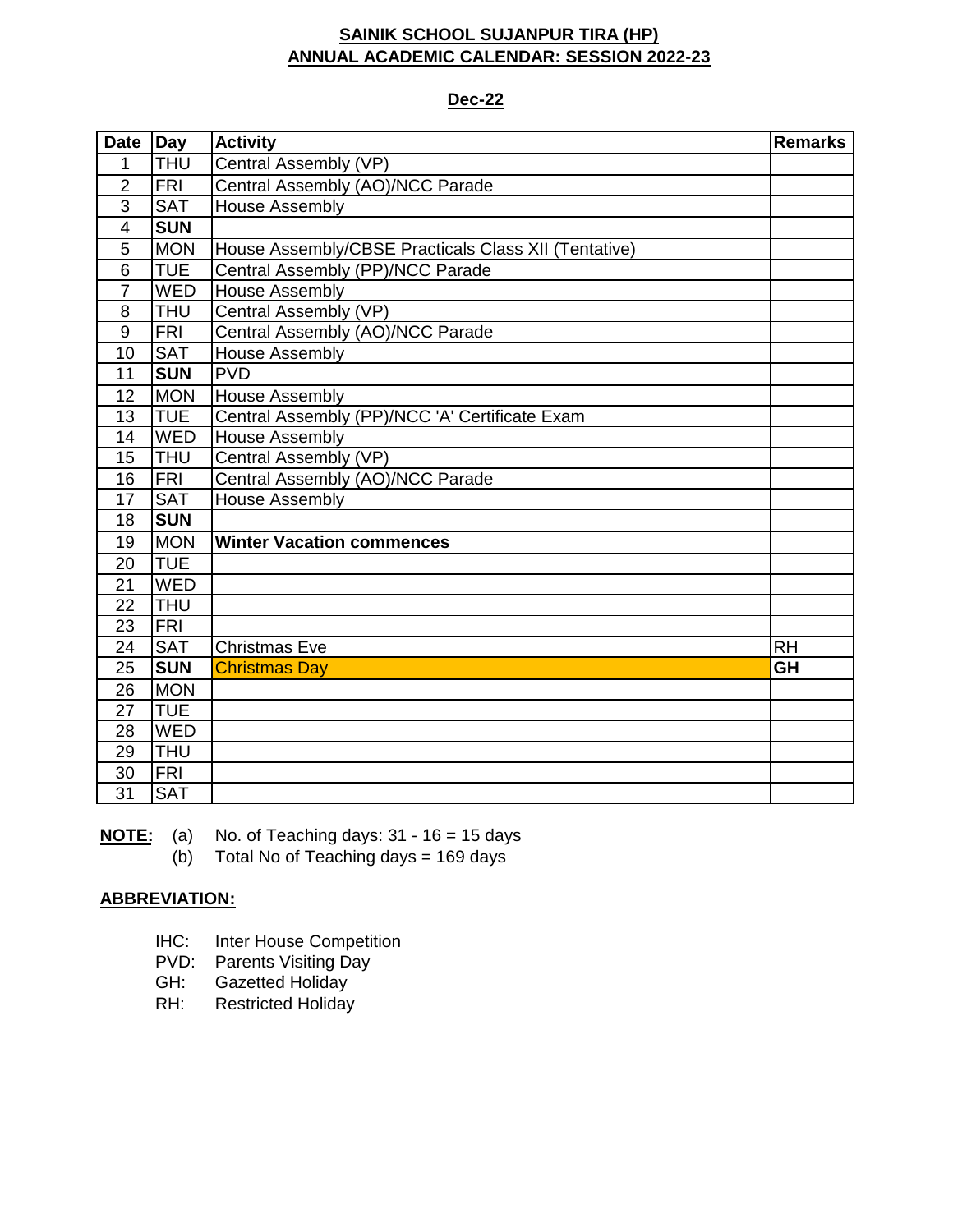**SAINIK SCHOOL SUJANPUR TIRA (HP)**
**ANNUAL ACADEMIC CALENDAR: SESSION 2022-23**

**Dec-22**

| Date | Day | Activity | Remarks |
|---|---|---|---|
| 1 | THU | Central Assembly (VP) | |
| 2 | FRI | Central Assembly (AO)/NCC Parade | |
| 3 | SAT | House Assembly | |
| 4 | **SUN** | | |
| 5 | MON | House Assembly/CBSE Practicals Class XII (Tentative) | |
| 6 | TUE | Central Assembly (PP)/NCC Parade | |
| 7 | WED | House Assembly | |
| 8 | THU | Central Assembly (VP) | |
| 9 | FRI | Central Assembly (AO)/NCC Parade | |
| 10 | SAT | House Assembly | |
| 11 | **SUN** | PVD | |
| 12 | MON | House Assembly | |
| 13 | TUE | Central Assembly (PP)/NCC 'A' Certificate Exam | |
| 14 | WED | House Assembly | |
| 15 | THU | Central Assembly (VP) | |
| 16 | FRI | Central Assembly (AO)/NCC Parade | |
| 17 | SAT | House Assembly | |
| 18 | **SUN** | | |
| 19 | MON | **Winter Vacation commences** | |
| 20 | TUE | | |
| 21 | WED | | |
| 22 | THU | | |
| 23 | FRI | | |
| 24 | SAT | Christmas Eve | RH |
| 25 | **SUN** | Christmas Day | **GH** |
| 26 | MON | | |
| 27 | TUE | | |
| 28 | WED | | |
| 29 | THU | | |
| 30 | FRI | | |
| 31 | SAT | | |

**NOTE:**
(a) No. of Teaching days: 31 - 16 = 15 days
(b) Total No of Teaching days = 169 days

**ABBREVIATION:**

IHC: Inter House Competition
PVD: Parents Visiting Day
GH: Gazetted Holiday
RH: Restricted Holiday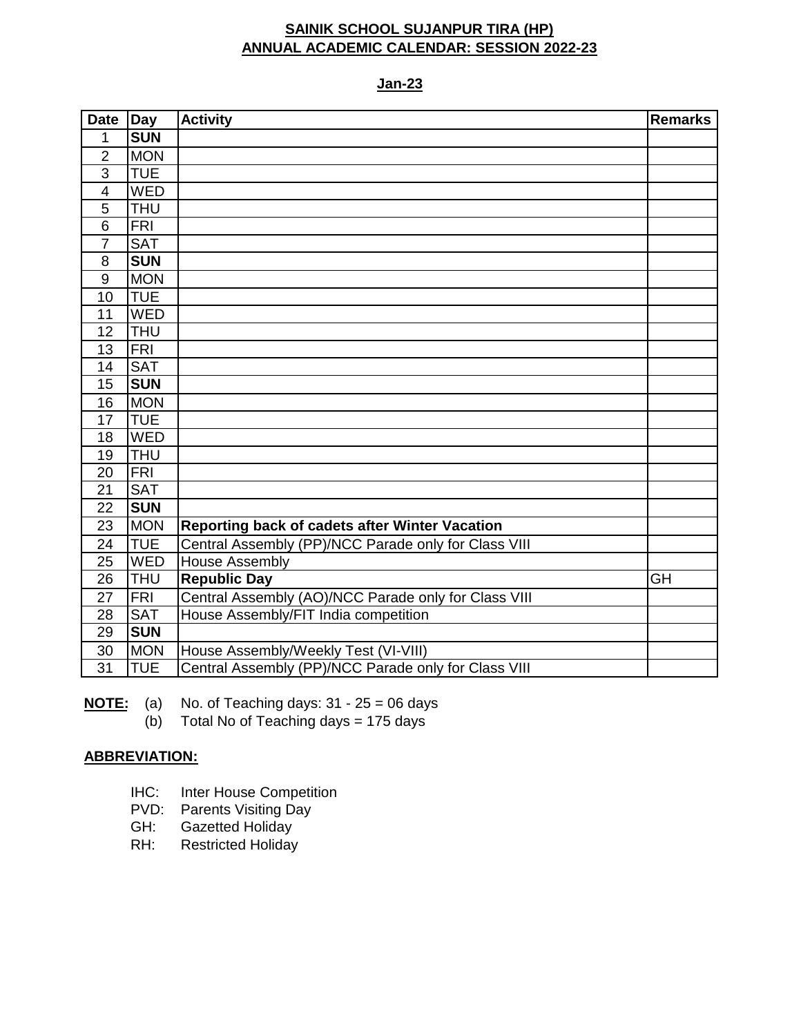**SAINIK SCHOOL SUJANPUR TIRA (HP)**
**ANNUAL ACADEMIC CALENDAR: SESSION 2022-23**

**Jan-23**

| Date | Day | Activity | Remarks |
|---|---|---|---|
| 1 | **SUN** | | |
| 2 | MON | | |
| 3 | TUE | | |
| 4 | WED | | |
| 5 | THU | | |
| 6 | FRI | | |
| 7 | SAT | | |
| 8 | **SUN** | | |
| 9 | MON | | |
| 10 | TUE | | |
| 11 | WED | | |
| 12 | THU | | |
| 13 | FRI | | |
| 14 | SAT | | |
| 15 | **SUN** | | |
| 16 | MON | | |
| 17 | TUE | | |
| 18 | WED | | |
| 19 | THU | | |
| 20 | FRI | | |
| 21 | SAT | | |
| 22 | **SUN** | | |
| 23 | MON | **Reporting back of cadets after Winter Vacation** | |
| 24 | TUE | Central Assembly (PP)/NCC Parade only for Class VIII | |
| 25 | WED | House Assembly | |
| 26 | THU | **Republic Day** | GH |
| 27 | FRI | Central Assembly (AO)/NCC Parade only for Class VIII | |
| 28 | SAT | House Assembly/FIT India competition | |
| 29 | **SUN** | | |
| 30 | MON | House Assembly/Weekly Test (VI-VIII) | |
| 31 | TUE | Central Assembly (PP)/NCC Parade only for Class VIII | |

**NOTE:**
(a) No. of Teaching days: 31 - 25 = 06 days
(b) Total No of Teaching days = 175 days

**ABBREVIATION:**

IHC: Inter House Competition
PVD: Parents Visiting Day
GH: Gazetted Holiday
RH: Restricted Holiday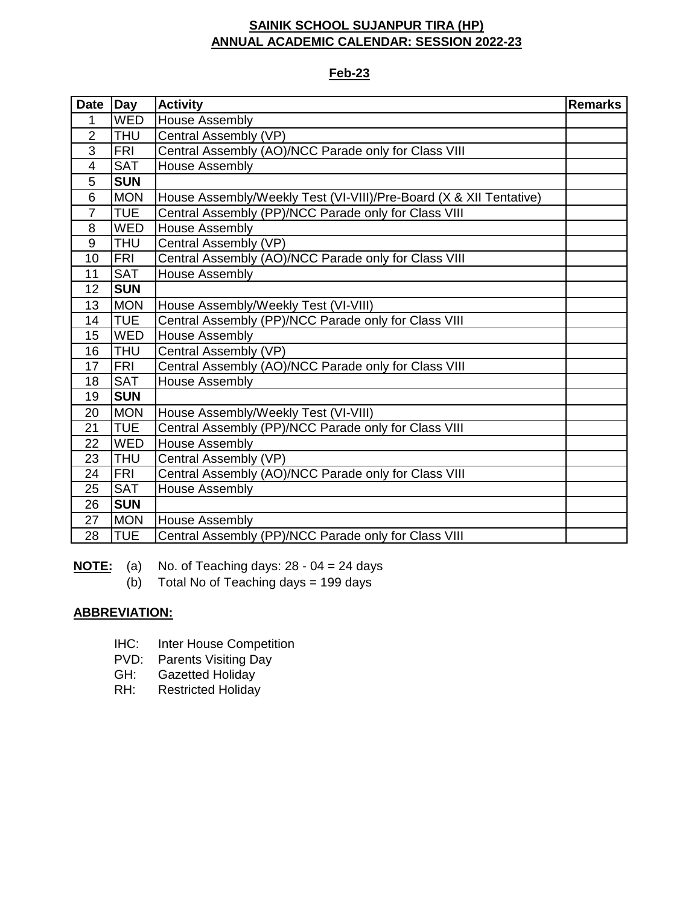**SAINIK SCHOOL SUJANPUR TIRA (HP)**
**ANNUAL ACADEMIC CALENDAR: SESSION 2022-23**

**Feb-23**

| Date | Day | Activity | Remarks |
|---|---|---|---|
| 1 | WED | House Assembly | |
| 2 | THU | Central Assembly (VP) | |
| 3 | FRI | Central Assembly (AO)/NCC Parade only for Class VIII | |
| 4 | SAT | House Assembly | |
| 5 | **SUN** | | |
| 6 | MON | House Assembly/Weekly Test (VI-VIII)/Pre-Board (X & XII Tentative) | |
| 7 | TUE | Central Assembly (PP)/NCC Parade only for Class VIII | |
| 8 | WED | House Assembly | |
| 9 | THU | Central Assembly (VP) | |
| 10 | FRI | Central Assembly (AO)/NCC Parade only for Class VIII | |
| 11 | SAT | House Assembly | |
| 12 | **SUN** | | |
| 13 | MON | House Assembly/Weekly Test (VI-VIII) | |
| 14 | TUE | Central Assembly (PP)/NCC Parade only for Class VIII | |
| 15 | WED | House Assembly | |
| 16 | THU | Central Assembly (VP) | |
| 17 | FRI | Central Assembly (AO)/NCC Parade only for Class VIII | |
| 18 | SAT | House Assembly | |
| 19 | **SUN** | | |
| 20 | MON | House Assembly/Weekly Test (VI-VIII) | |
| 21 | TUE | Central Assembly (PP)/NCC Parade only for Class VIII | |
| 22 | WED | House Assembly | |
| 23 | THU | Central Assembly (VP) | |
| 24 | FRI | Central Assembly (AO)/NCC Parade only for Class VIII | |
| 25 | SAT | House Assembly | |
| 26 | **SUN** | | |
| 27 | MON | House Assembly | |
| 28 | TUE | Central Assembly (PP)/NCC Parade only for Class VIII | |

**NOTE:** (a) No. of Teaching days: 28 - 04 = 24 days
(b) Total No of Teaching days = 199 days

**ABBREVIATION:**

- IHC: Inter House Competition
- PVD: Parents Visiting Day
- GH: Gazetted Holiday
- RH: Restricted Holiday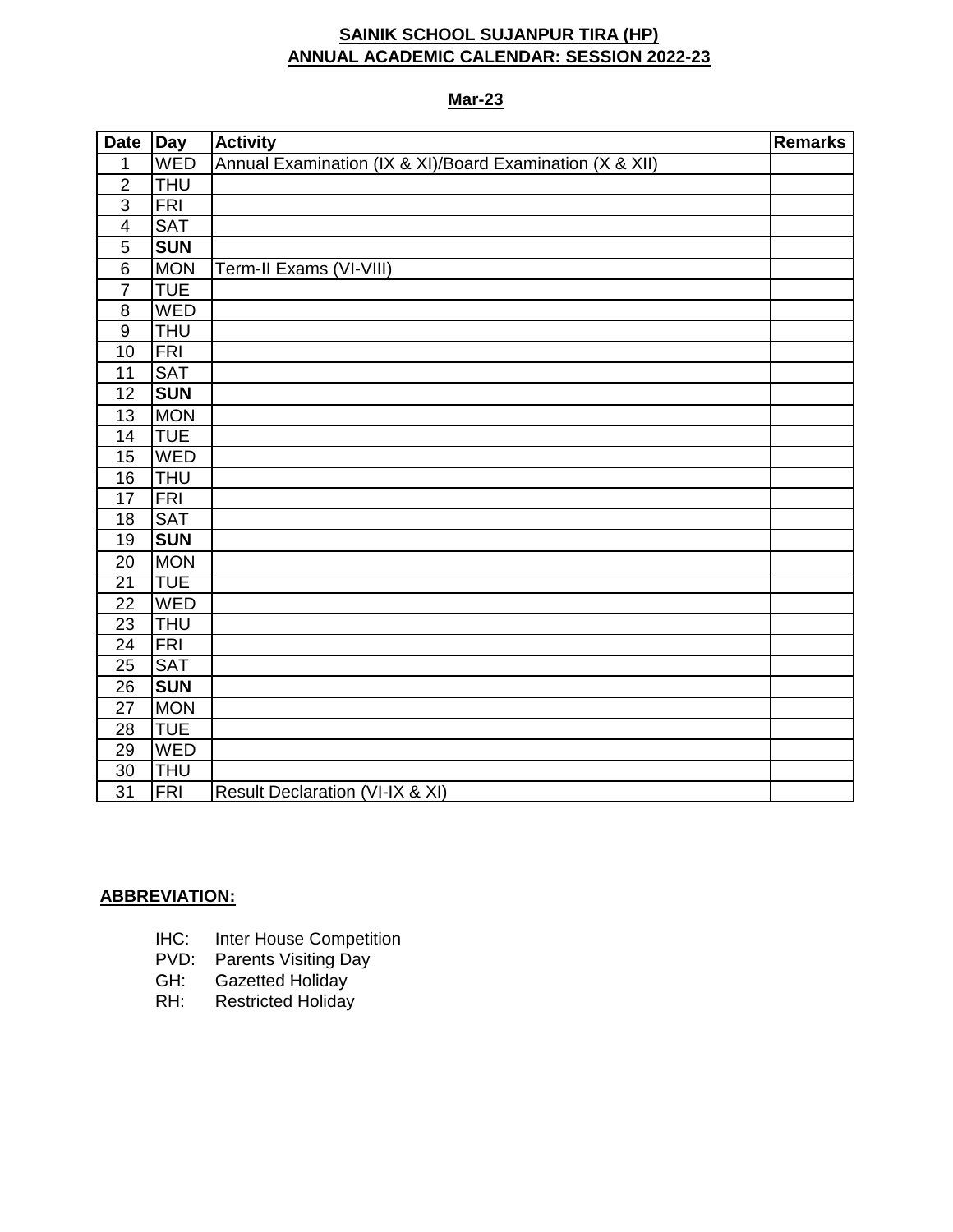**SAINIK SCHOOL SUJANPUR TIRA (HP)**
**ANNUAL ACADEMIC CALENDAR: SESSION 2022-23**

**Mar-23**

| Date | Day | Activity | Remarks |
|---|---|---|---|
| 1 | WED | Annual Examination (IX & XI)/Board Examination (X & XII) | |
| 2 | THU | | |
| 3 | FRI | | |
| 4 | SAT | | |
| 5 | **SUN** | | |
| 6 | MON | Term-II Exams (VI-VIII) | |
| 7 | TUE | | |
| 8 | WED | | |
| 9 | THU | | |
| 10 | FRI | | |
| 11 | SAT | | |
| 12 | **SUN** | | |
| 13 | MON | | |
| 14 | TUE | | |
| 15 | WED | | |
| 16 | THU | | |
| 17 | FRI | | |
| 18 | SAT | | |
| 19 | **SUN** | | |
| 20 | MON | | |
| 21 | TUE | | |
| 22 | WED | | |
| 23 | THU | | |
| 24 | FRI | | |
| 25 | SAT | | |
| 26 | **SUN** | | |
| 27 | MON | | |
| 28 | TUE | | |
| 29 | WED | | |
| 30 | THU | | |
| 31 | FRI | Result Declaration (VI-IX & XI) | |

**ABBREVIATION:**

IHC: Inter House Competition
PVD: Parents Visiting Day
GH: Gazetted Holiday
RH: Restricted Holiday